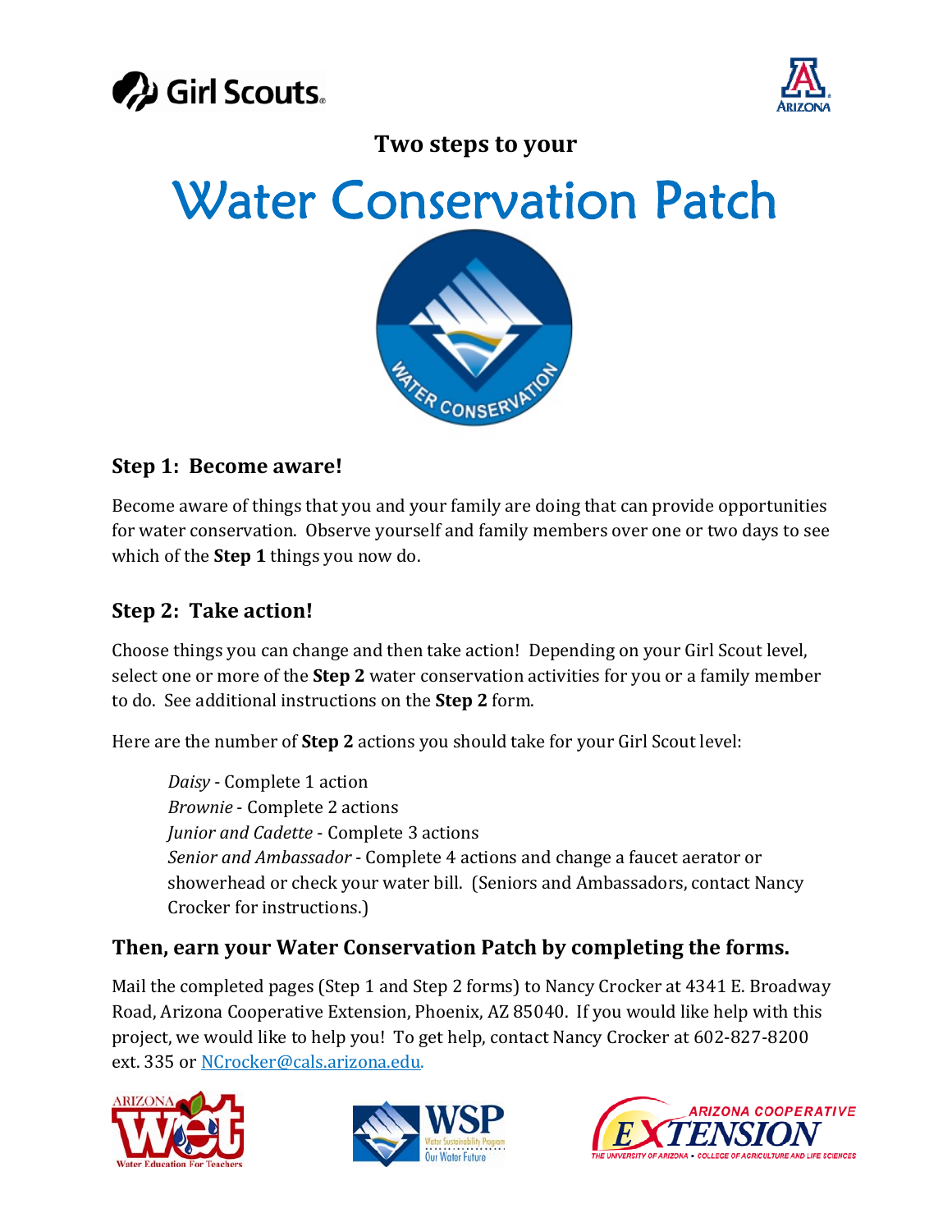**Two steps to your**

# Water Conservation Patch

### Step 1: Become aware!

Become aware of things that you and your family are doing that can provide opportunities for water conservation. Observe yourself and family members over one or two days to see which of the **Step 1** things you now do.

### Step 2: Take action!

Choose things you can change and then take action! Depending on your Girl Scout level, select one or more of the **Step 2** water conservation activities for you or a family member to do. See additional instructions on the **Step 2** form.

Here are the number of **Step 2** actions you should take for your Girl Scout level:

> *Daisy* - Complete 1 action
> *Brownie* - Complete 2 actions
> *Junior and Cadette* - Complete 3 actions
> *Senior and Ambassador* - Complete 4 actions and change a faucet aerator or showerhead or check your water bill. (Seniors and Ambassadors, contact Nancy Crocker for instructions.)

### Then, earn your Water Conservation Patch by completing the forms.

Mail the completed pages (Step 1 and Step 2 forms) to Nancy Crocker at 4341 E. Broadway Road, Arizona Cooperative Extension, Phoenix, AZ 85040. If you would like help with this project, we would like to help you! To get help, contact Nancy Crocker at 602-827-8200 ext. 335 or NCrocker@cals.arizona.edu.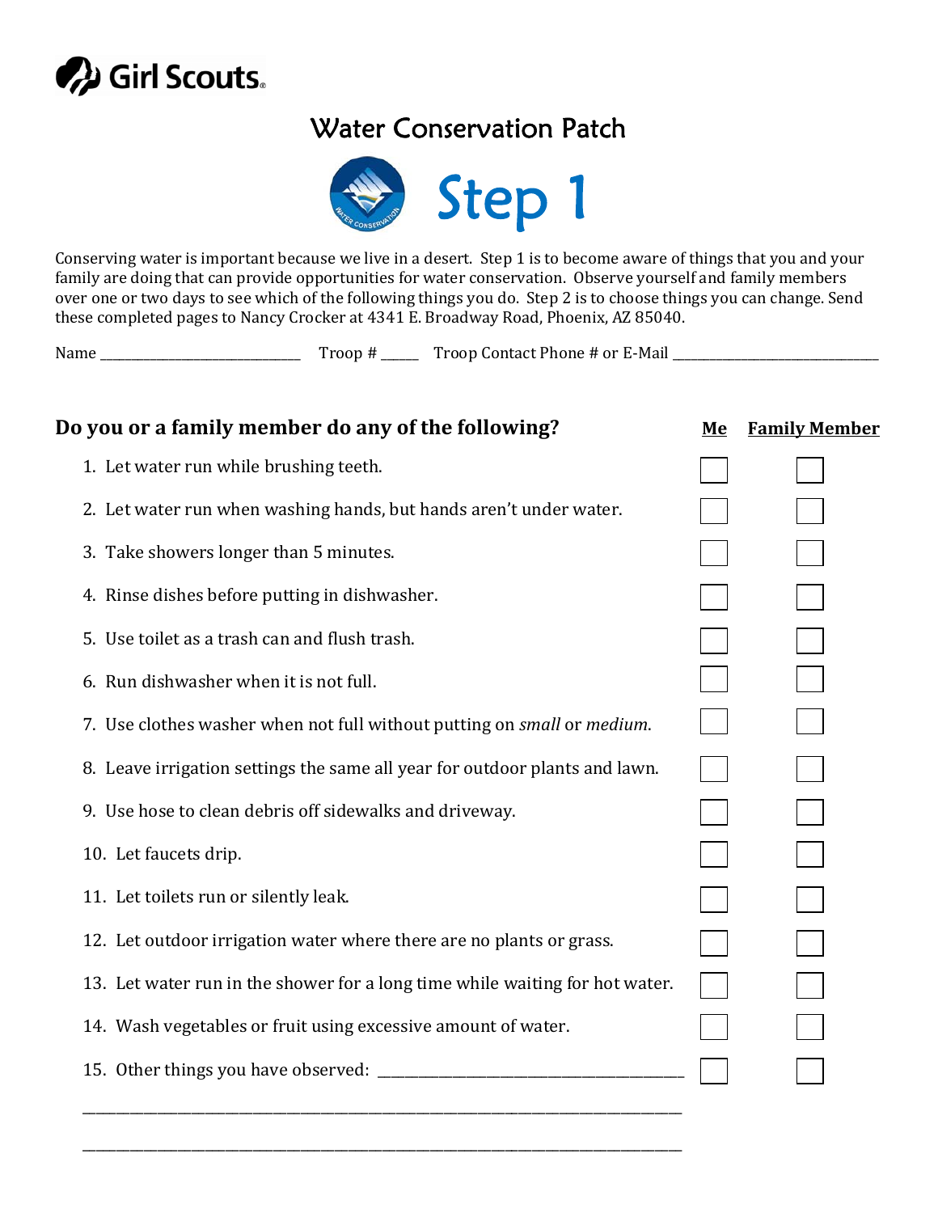Girl Scouts

# Water Conservation Patch

## Step 1

Conserving water is important because we live in a desert. Step 1 is to become aware of things that you and your family are doing that can provide opportunities for water conservation. Observe yourself and family members over one or two days to see which of the following things you do. Step 2 is to choose things you can change. Send these completed pages to Nancy Crocker at 4341 E. Broadway Road, Phoenix, AZ 85040.

Name ______________________________ Troop # ______ Troop Contact Phone # or E-Mail ______________________________

| **Do you or a family member do any of the following?** | **Me** | **Family Member** |
|---|---|---|
| 1. Let water run while brushing teeth. | ☐ | ☐ |
| 2. Let water run when washing hands, but hands aren't under water. | ☐ | ☐ |
| 3. Take showers longer than 5 minutes. | ☐ | ☐ |
| 4. Rinse dishes before putting in dishwasher. | ☐ | ☐ |
| 5. Use toilet as a trash can and flush trash. | ☐ | ☐ |
| 6. Run dishwasher when it is not full. | ☐ | ☐ |
| 7. Use clothes washer when not full without putting on *small* or *medium*. | ☐ | ☐ |
| 8. Leave irrigation settings the same all year for outdoor plants and lawn. | ☐ | ☐ |
| 9. Use hose to clean debris off sidewalks and driveway. | ☐ | ☐ |
| 10. Let faucets drip. | ☐ | ☐ |
| 11. Let toilets run or silently leak. | ☐ | ☐ |
| 12. Let outdoor irrigation water where there are no plants or grass. | ☐ | ☐ |
| 13. Let water run in the shower for a long time while waiting for hot water. | ☐ | ☐ |
| 14. Wash vegetables or fruit using excessive amount of water. | ☐ | ☐ |
| 15. Other things you have observed: ______________________________ | ☐ | ☐ |

______________________________________________________________________________

______________________________________________________________________________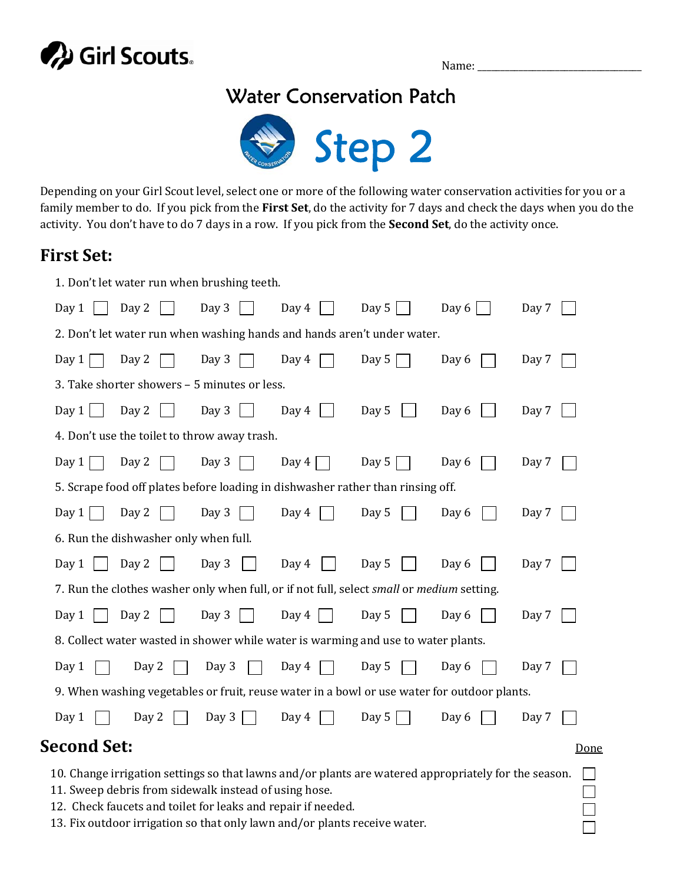Girl Scouts

Name: ______________________________

# Water Conservation Patch

## Step 2

Depending on your Girl Scout level, select one or more of the following water conservation activities for you or a family member to do. If you pick from the **First Set**, do the activity for 7 days and check the days when you do the activity. You don't have to do 7 days in a row. If you pick from the **Second Set**, do the activity once.

## First Set:

1. Don't let water run when brushing teeth.

Day 1 ☐ Day 2 ☐ Day 3 ☐ Day 4 ☐ Day 5 ☐ Day 6 ☐ Day 7 ☐

2. Don't let water run when washing hands and hands aren't under water.

Day 1 ☐ Day 2 ☐ Day 3 ☐ Day 4 ☐ Day 5 ☐ Day 6 ☐ Day 7 ☐

3. Take shorter showers – 5 minutes or less.

Day 1 ☐ Day 2 ☐ Day 3 ☐ Day 4 ☐ Day 5 ☐ Day 6 ☐ Day 7 ☐

4. Don't use the toilet to throw away trash.

Day 1 ☐ Day 2 ☐ Day 3 ☐ Day 4 ☐ Day 5 ☐ Day 6 ☐ Day 7 ☐

5. Scrape food off plates before loading in dishwasher rather than rinsing off.

Day 1 ☐ Day 2 ☐ Day 3 ☐ Day 4 ☐ Day 5 ☐ Day 6 ☐ Day 7 ☐

6. Run the dishwasher only when full.

Day 1 ☐ Day 2 ☐ Day 3 ☐ Day 4 ☐ Day 5 ☐ Day 6 ☐ Day 7 ☐

7. Run the clothes washer only when full, or if not full, select *small* or *medium* setting.

Day 1 ☐ Day 2 ☐ Day 3 ☐ Day 4 ☐ Day 5 ☐ Day 6 ☐ Day 7 ☐

8. Collect water wasted in shower while water is warming and use to water plants.

Day 1 ☐ Day 2 ☐ Day 3 ☐ Day 4 ☐ Day 5 ☐ Day 6 ☐ Day 7 ☐

9. When washing vegetables or fruit, reuse water in a bowl or use water for outdoor plants.

Day 1 ☐ Day 2 ☐ Day 3 ☐ Day 4 ☐ Day 5 ☐ Day 6 ☐ Day 7 ☐

## Second Set:

| | Done |
|---|---|
| 10. Change irrigation settings so that lawns and/or plants are watered appropriately for the season. | ☐ |
| 11. Sweep debris from sidewalk instead of using hose. | ☐ |
| 12. Check faucets and toilet for leaks and repair if needed. | ☐ |
| 13. Fix outdoor irrigation so that only lawn and/or plants receive water. | ☐ |